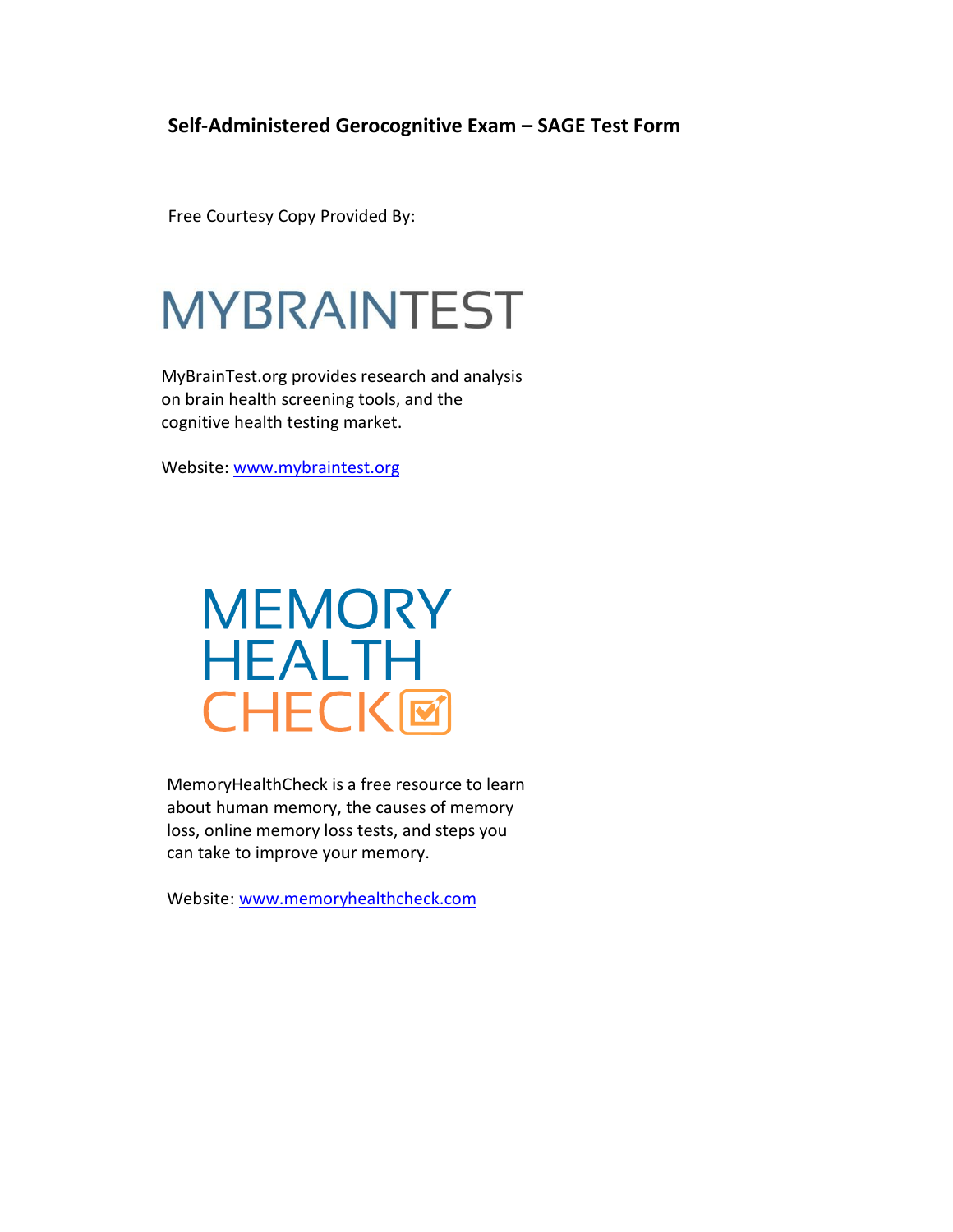**Self-Administered Gerocognitive Exam – SAGE Test Form**

Free Courtesy Copy Provided By:

MYBRAINTEST

MyBrainTest.org provides research and analysis on brain health screening tools, and the cognitive health testing market.

Website: [www.mybraintest.org](http://www.mybraintest.org)

MEMORY HEALTH CHECK

MemoryHealthCheck is a free resource to learn about human memory, the causes of memory loss, online memory loss tests, and steps you can take to improve your memory.

Website: [www.memoryhealthcheck.com](http://www.memoryhealthcheck.com)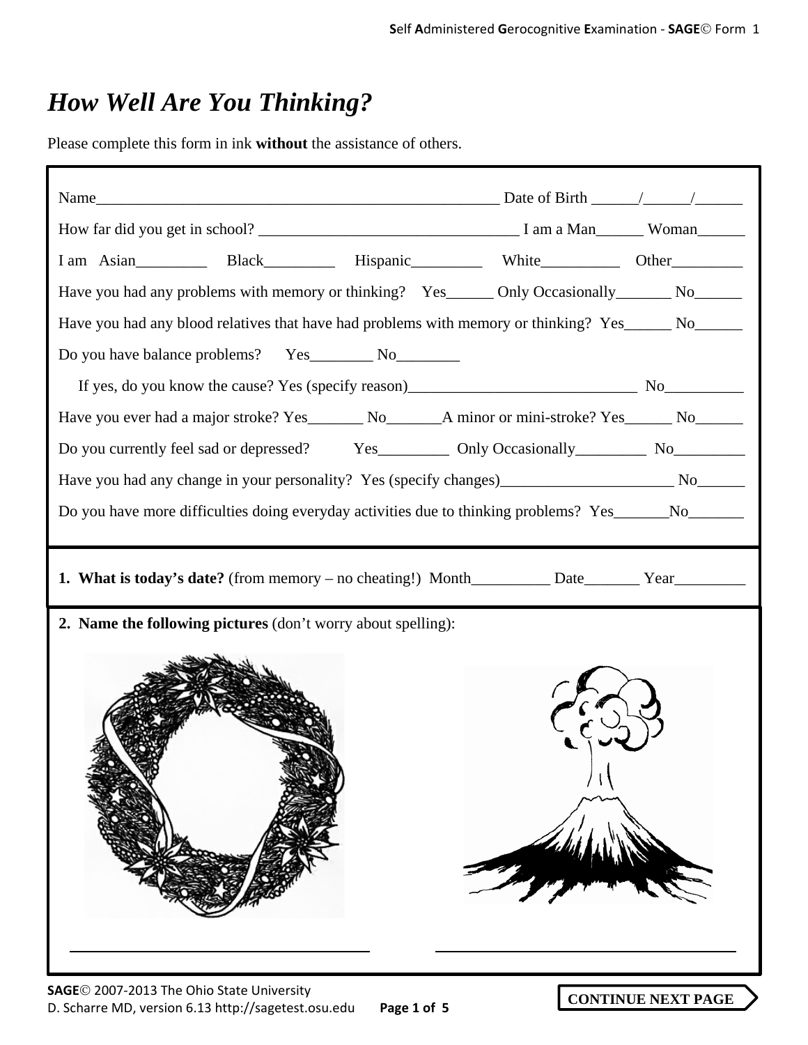# *How Well Are You Thinking?*

Please complete this form in ink **without** the assistance of others.

Name_____________________________________________________ Date of Birth ______/______/______

How far did you get in school? _________________________________ I am a Man______ Woman______

I am Asian_________ Black_________ Hispanic_________ White__________ Other_________

Have you had any problems with memory or thinking? Yes______ Only Occasionally_______ No______

Have you had any blood relatives that have had problems with memory or thinking? Yes______ No______

Do you have balance problems? Yes________ No________

If yes, do you know the cause? Yes (specify reason)_____________________________ No__________

Have you ever had a major stroke? Yes_______ No_______A minor or mini-stroke? Yes______ No______

Do you currently feel sad or depressed? Yes_________ Only Occasionally_________ No_________

Have you had any change in your personality? Yes (specify changes)______________________ No______

Do you have more difficulties doing everyday activities due to thinking problems? Yes_______No_______

**1. What is today's date?** (from memory – no cheating!) Month__________ Date_______ Year_________

**2. Name the following pictures** (don't worry about spelling):

________________________________ ________________________________

**CONTINUE NEXT PAGE**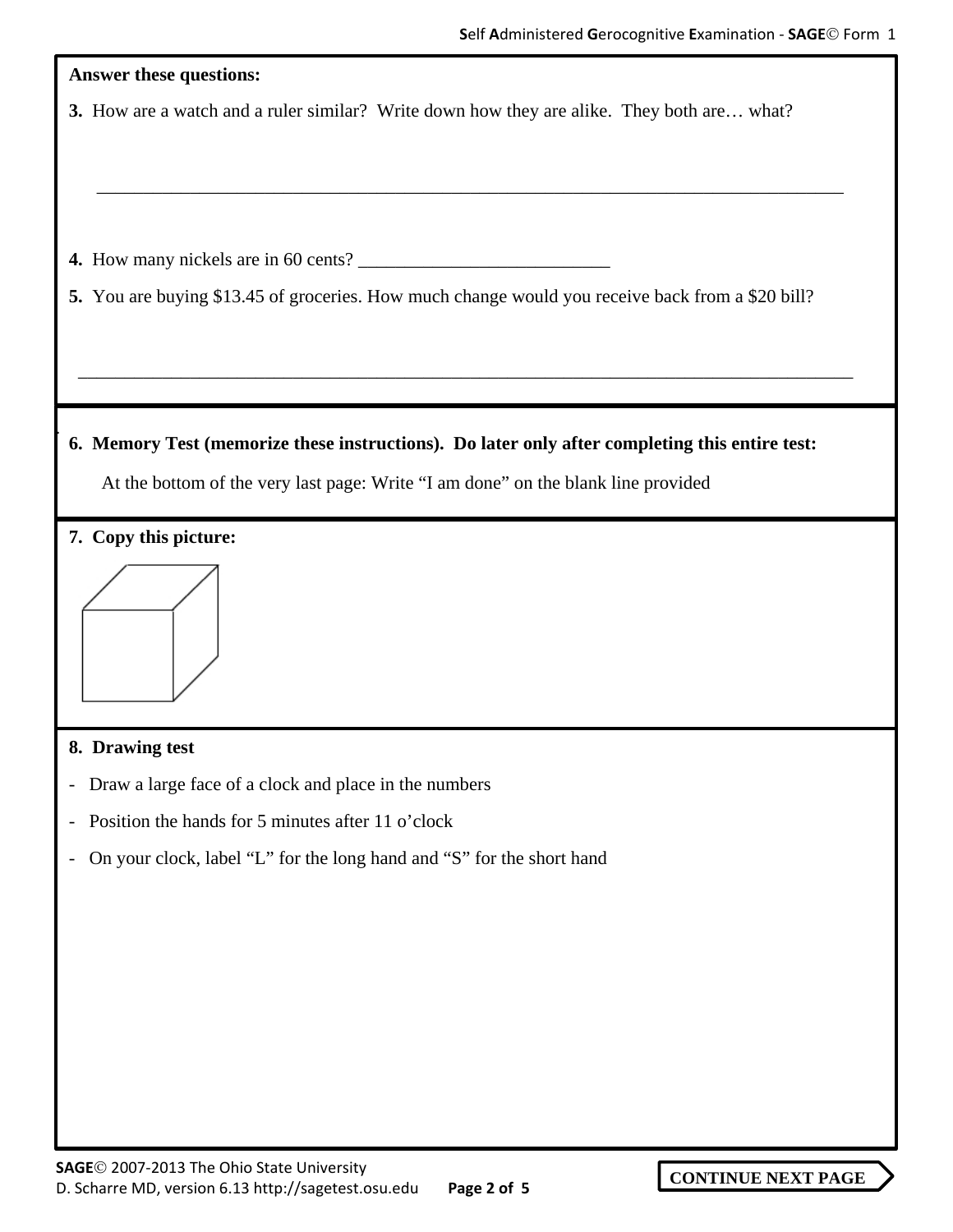**Answer these questions:**

**3.** How are a watch and a ruler similar? Write down how they are alike. They both are… what?

_______________________________________________________________________________

**4.** How many nickels are in 60 cents? ___________________________

**5.** You are buying $13.45 of groceries. How much change would you receive back from a $20 bill?

_______________________________________________________________________________

**6. Memory Test (memorize these instructions). Do later only after completing this entire test:**

At the bottom of the very last page: Write "I am done" on the blank line provided

**7. Copy this picture:**

**8. Drawing test**

- Draw a large face of a clock and place in the numbers
- Position the hands for 5 minutes after 11 o'clock
- On your clock, label "L" for the long hand and "S" for the short hand

**CONTINUE NEXT PAGE**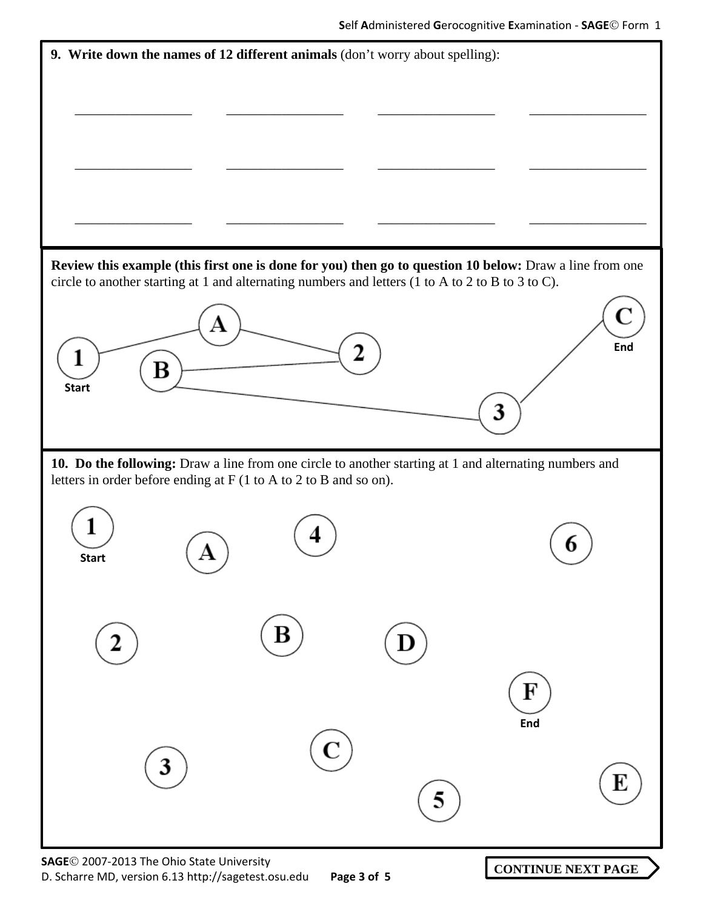**9. Write down the names of 12 different animals** (don't worry about spelling):

________________ ________________ ________________ ________________

________________ ________________ ________________ ________________

________________ ________________ ________________ ________________

**Review this example (this first one is done for you) then go to question 10 below:** Draw a line from one circle to another starting at 1 and alternating numbers and letters (1 to A to 2 to B to 3 to C).

1 (Start) A 2 B 3 C (End)

**10. Do the following:** Draw a line from one circle to another starting at 1 and alternating numbers and letters in order before ending at F (1 to A to 2 to B and so on).

1 (Start) A 4 6

2 B D

F (End)

3 C 5 E

**CONTINUE NEXT PAGE**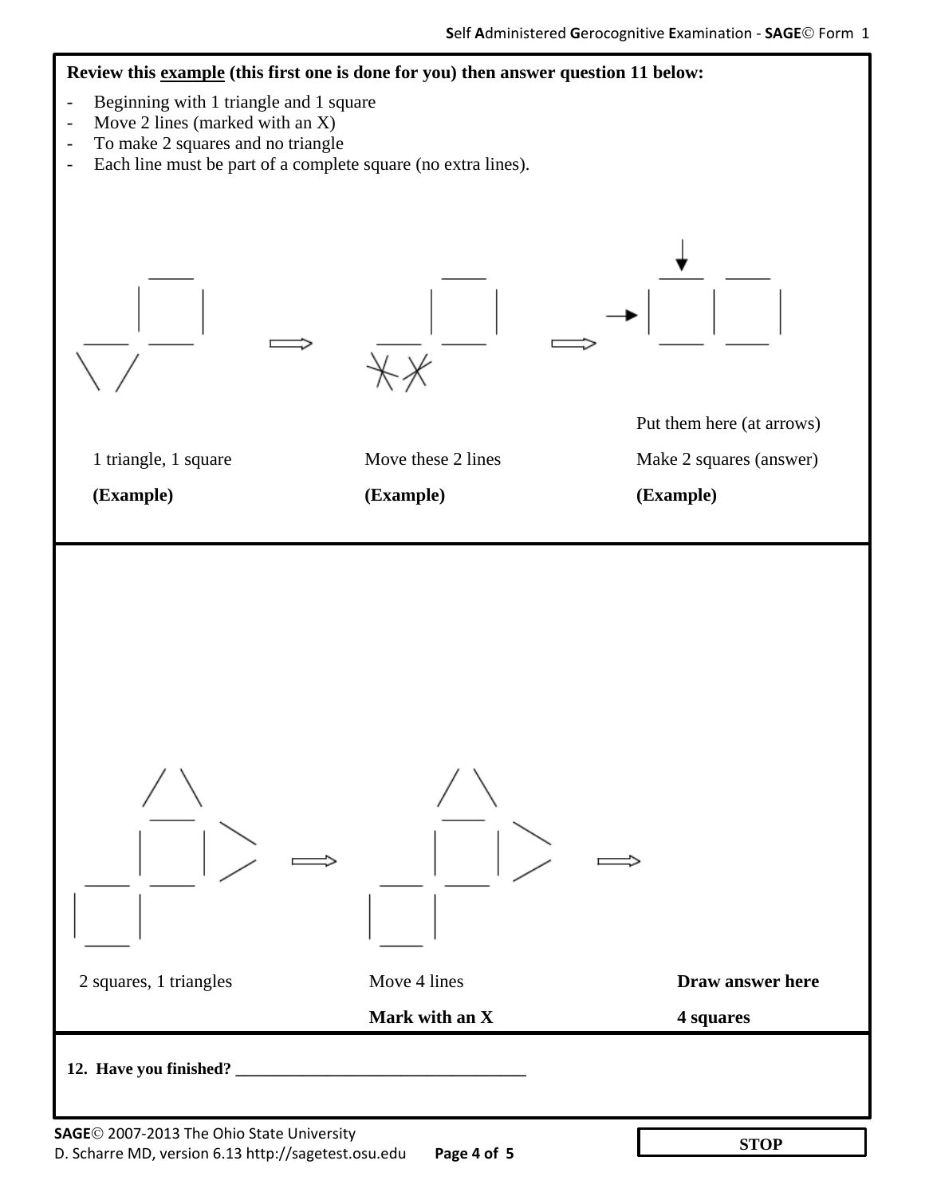**Review this example (this first one is done for you) then answer question 11 below:**

- Beginning with 1 triangle and 1 square
- Move 2 lines (marked with an X)
- To make 2 squares and no triangle
- Each line must be part of a complete square (no extra lines).

Put them here (at arrows)

| 1 triangle, 1 square | Move these 2 lines | Make 2 squares (answer) |
|---|---|---|
| **(Example)** | **(Example)** | **(Example)** |

| 2 squares, 1 triangles | Move 4 lines | **Draw answer here** |
|---|---|---|
| | **Mark with an X** | **4 squares** |

**12. Have you finished? ___________________________________**

**STOP**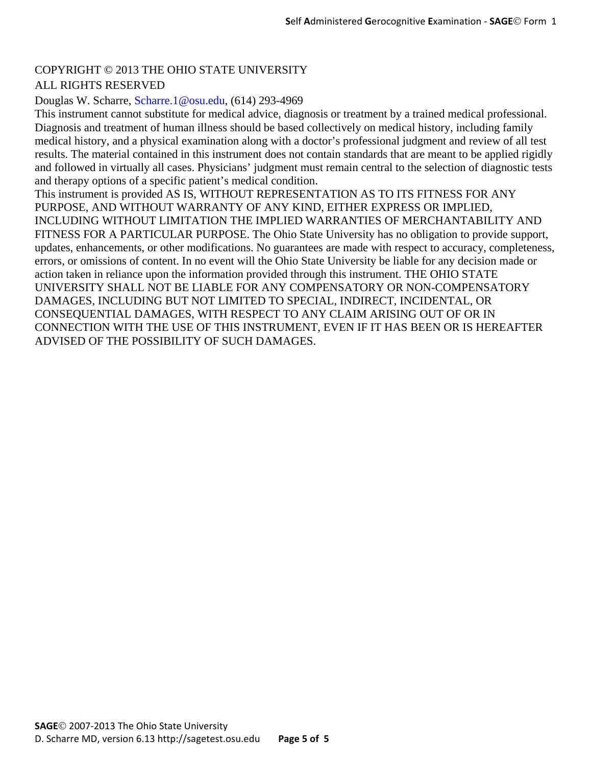COPYRIGHT © 2013 THE OHIO STATE UNIVERSITY

ALL RIGHTS RESERVED

Douglas W. Scharre, Scharre.1@osu.edu, (614) 293-4969

This instrument cannot substitute for medical advice, diagnosis or treatment by a trained medical professional. Diagnosis and treatment of human illness should be based collectively on medical history, including family medical history, and a physical examination along with a doctor's professional judgment and review of all test results. The material contained in this instrument does not contain standards that are meant to be applied rigidly and followed in virtually all cases. Physicians' judgment must remain central to the selection of diagnostic tests and therapy options of a specific patient's medical condition.

This instrument is provided AS IS, WITHOUT REPRESENTATION AS TO ITS FITNESS FOR ANY PURPOSE, AND WITHOUT WARRANTY OF ANY KIND, EITHER EXPRESS OR IMPLIED, INCLUDING WITHOUT LIMITATION THE IMPLIED WARRANTIES OF MERCHANTABILITY AND FITNESS FOR A PARTICULAR PURPOSE. The Ohio State University has no obligation to provide support, updates, enhancements, or other modifications. No guarantees are made with respect to accuracy, completeness, errors, or omissions of content. In no event will the Ohio State University be liable for any decision made or action taken in reliance upon the information provided through this instrument. THE OHIO STATE UNIVERSITY SHALL NOT BE LIABLE FOR ANY COMPENSATORY OR NON-COMPENSATORY DAMAGES, INCLUDING BUT NOT LIMITED TO SPECIAL, INDIRECT, INCIDENTAL, OR CONSEQUENTIAL DAMAGES, WITH RESPECT TO ANY CLAIM ARISING OUT OF OR IN CONNECTION WITH THE USE OF THIS INSTRUMENT, EVEN IF IT HAS BEEN OR IS HEREAFTER ADVISED OF THE POSSIBILITY OF SUCH DAMAGES.